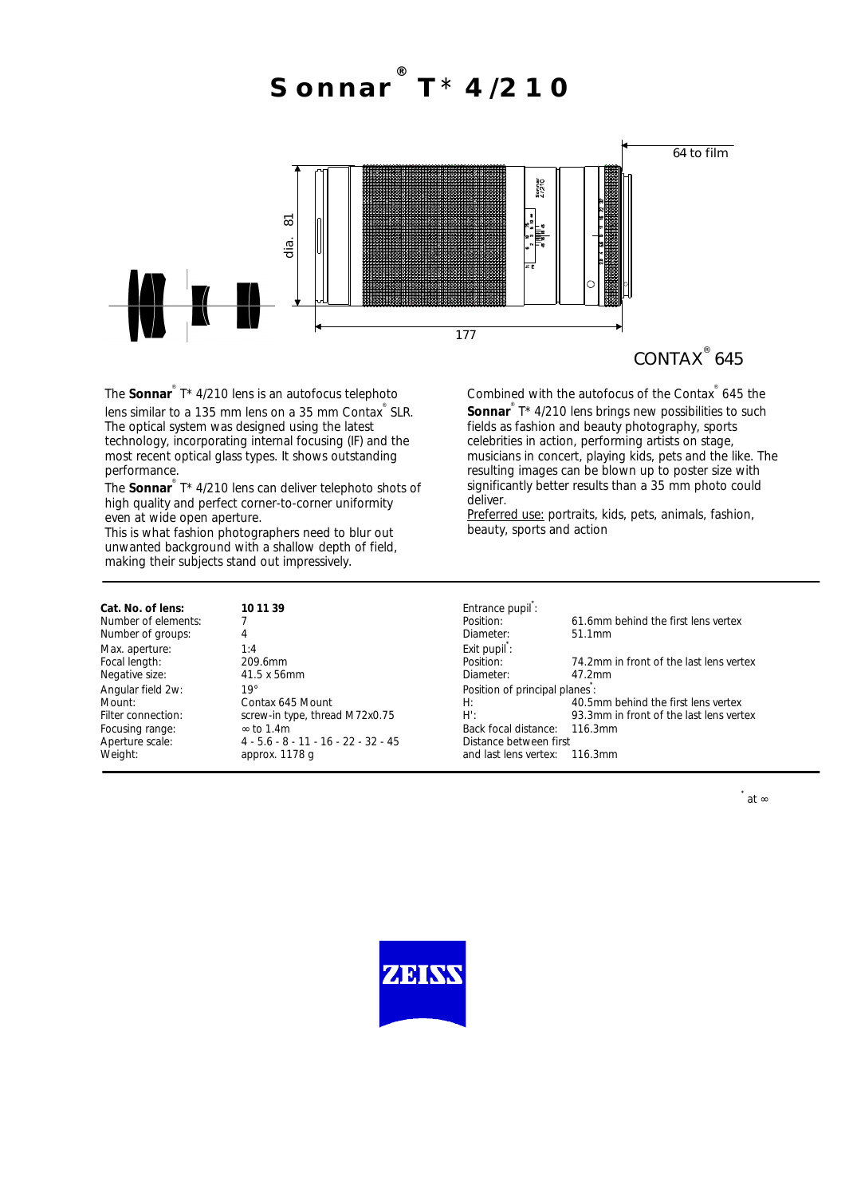# Sonnar® T* 4/210

64 to film

dia. 81

177

CONTAX® 645

The **Sonnar**® T* 4/210 lens is an autofocus telephoto lens similar to a 135 mm lens on a 35 mm Contax® SLR. The optical system was designed using the latest technology, incorporating internal focusing (IF) and the most recent optical glass types. It shows outstanding performance.

The **Sonnar**® T* 4/210 lens can deliver telephoto shots of high quality and perfect corner-to-corner uniformity even at wide open aperture.

This is what fashion photographers need to blur out unwanted background with a shallow depth of field, making their subjects stand out impressively.

Combined with the autofocus of the Contax® 645 the **Sonnar**® T* 4/210 lens brings new possibilities to such fields as fashion and beauty photography, sports celebrities in action, performing artists on stage, musicians in concert, playing kids, pets and the like. The resulting images can be blown up to poster size with significantly better results than a 35 mm photo could deliver.

Preferred use: portraits, kids, pets, animals, fashion, beauty, sports and action

| | |
|---|---|
| **Cat. No. of lens:** | **10 11 39** |
| Number of elements: | 7 |
| Number of groups: | 4 |
| Max. aperture: | 1:4 |
| Focal length: | 209.6mm |
| Negative size: | 41.5 x 56mm |
| Angular field 2w: | 19° |
| Mount: | Contax 645 Mount |
| Filter connection: | screw-in type, thread M72x0.75 |
| Focusing range: | ∞ to 1.4m |
| Aperture scale: | 4 - 5.6 - 8 - 11 - 16 - 22 - 32 - 45 |
| Weight: | approx. 1178 g |

| | |
|---|---|
| Entrance pupil*: | |
| Position: | 61.6mm behind the first lens vertex |
| Diameter: | 51.1mm |
| Exit pupil*: | |
| Position: | 74.2mm in front of the last lens vertex |
| Diameter: | 47.2mm |
| Position of principal planes*: | |
| H: | 40.5mm behind the first lens vertex |
| H': | 93.3mm in front of the last lens vertex |
| Back focal distance: | 116.3mm |
| Distance between first and last lens vertex: | 116.3mm |

* at ∞

ZEISS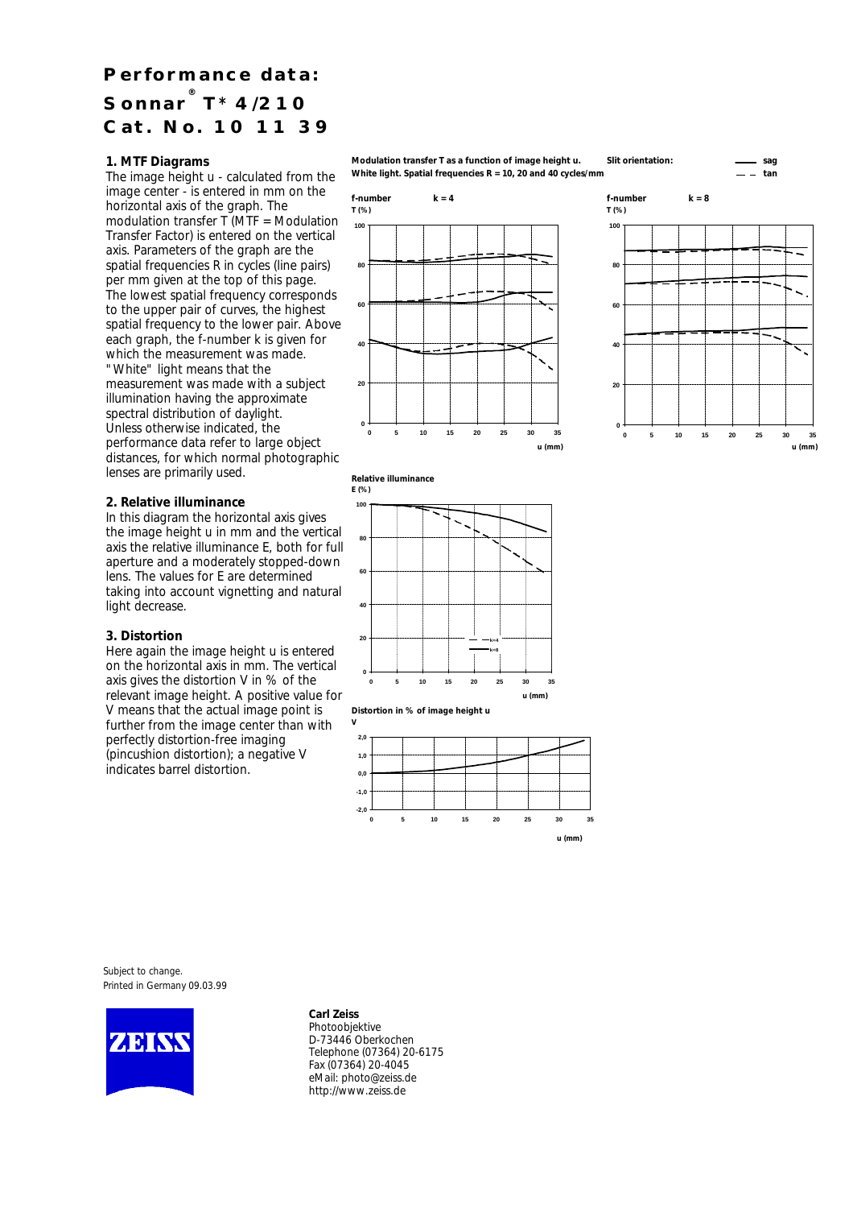# Performance data:

# Sonnar® T* 4/210

# Cat. No. 10 11 39

## 1. MTF Diagrams

The image height u - calculated from the image center - is entered in mm on the horizontal axis of the graph. The modulation transfer T (MTF = Modulation Transfer Factor) is entered on the vertical axis. Parameters of the graph are the spatial frequencies R in cycles (line pairs) per mm given at the top of this page. The lowest spatial frequency corresponds to the upper pair of curves, the highest spatial frequency to the lower pair. Above each graph, the f-number k is given for which the measurement was made. "White" light means that the measurement was made with a subject illumination having the approximate spectral distribution of daylight. Unless otherwise indicated, the performance data refer to large object distances, for which normal photographic lenses are primarily used.

## 2. Relative illuminance

In this diagram the horizontal axis gives the image height u in mm and the vertical axis the relative illuminance E, both for full aperture and a moderately stopped-down lens. The values for E are determined taking into account vignetting and natural light decrease.

## 3. Distortion

Here again the image height u is entered on the horizontal axis in mm. The vertical axis gives the distortion V in % of the relevant image height. A positive value for V means that the actual image point is further from the image center than with perfectly distortion-free imaging (pincushion distortion); a negative V indicates barrel distortion.

Modulation transfer T as a function of image height u.
White light. Spatial frequencies R = 10, 20 and 40 cycles/mm

Slit orientation: sag / tan

f-number k = 4
T (%)
100
80
60
40
20
0
0 5 10 15 20 25 30 35
u (mm)

f-number k = 8
T (%)
100
80
60
40
20
0
0 5 10 15 20 25 30 35
u (mm)

Relative illuminance
E (%)
100
80
60
40
20
0
0 5 10 15 20 25 30 35
u (mm)
k=4
k=8

Distortion in % of image height u
V
2,0
1,0
0,0
-1,0
-2,0
0 5 10 15 20 25 30 35
u (mm)

Subject to change.
Printed in Germany 09.03.99

**Carl Zeiss**
Photoobjektive
D-73446 Oberkochen
Telephone (07364) 20-6175
Fax (07364) 20-4045
eMail: photo@zeiss.de
http://www.zeiss.de